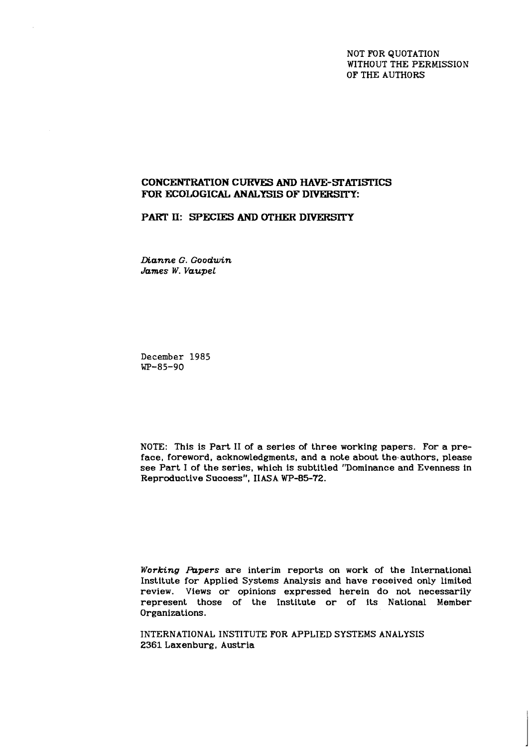NOT FOR QUOTATION
WITHOUT THE PERMISSION
OF THE AUTHORS

# CONCENTRATION CURVES AND HAVE-STATISTICS FOR ECOLOGICAL ANALYSIS OF DIVERSITY:

## PART II: SPECIES AND OTHER DIVERSITY

*Dianne G. Goodwin*
*James W. Vaupel*

December 1985
WP-85-90

NOTE: This is Part II of a series of three working papers. For a preface, foreword, acknowledgments, and a note about the authors, please see Part I of the series, which is subtitled "Dominance and Evenness in Reproductive Success", IIASA WP-85-72.

*Working Papers* are interim reports on work of the International Institute for Applied Systems Analysis and have received only limited review. Views or opinions expressed herein do not necessarily represent those of the Institute or of its National Member Organizations.

INTERNATIONAL INSTITUTE FOR APPLIED SYSTEMS ANALYSIS
2361 Laxenburg, Austria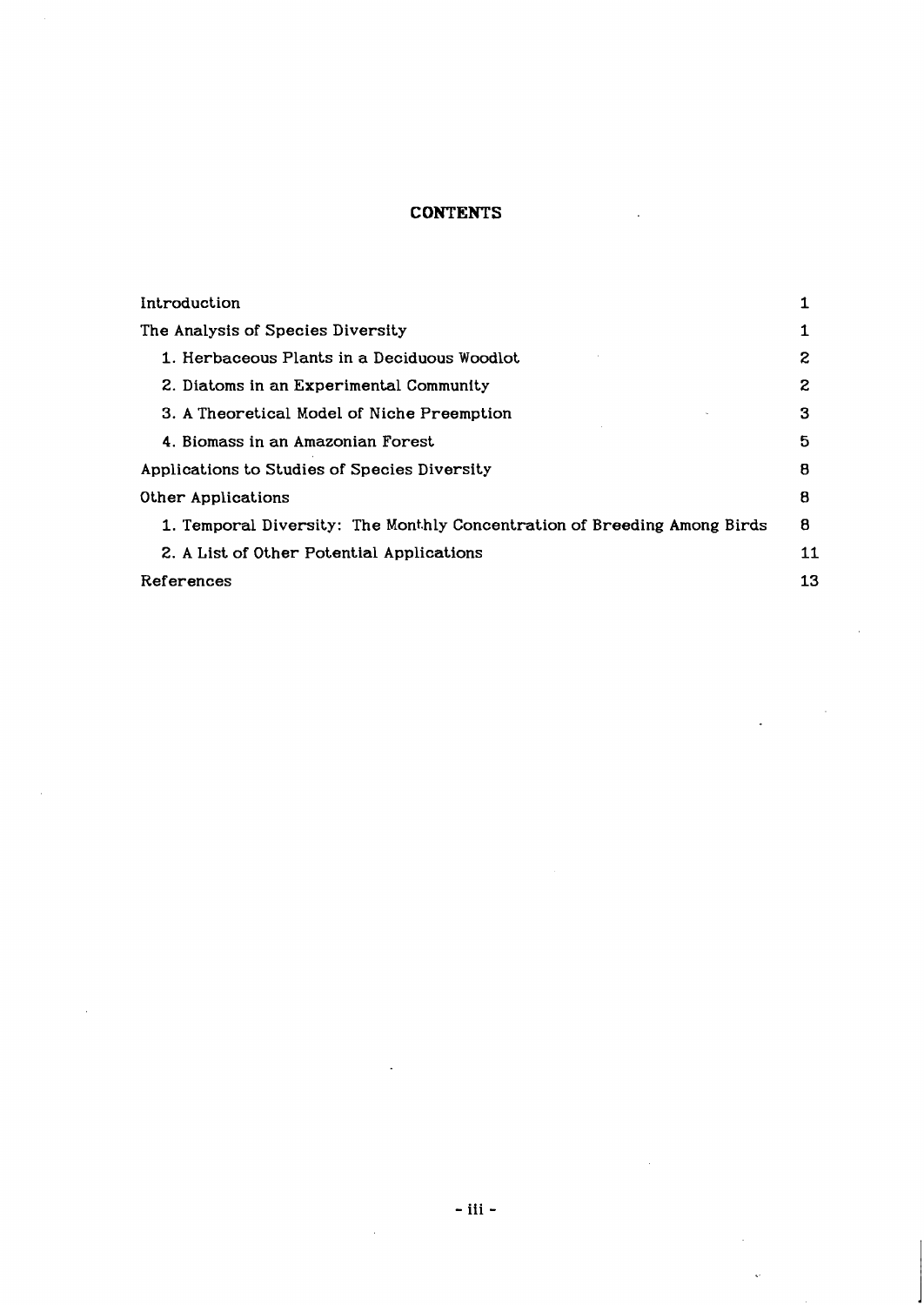# CONTENTS

| | |
|---|---|
| Introduction | 1 |
| The Analysis of Species Diversity | 1 |
| 1. Herbaceous Plants in a Deciduous Woodlot | 2 |
| 2. Diatoms in an Experimental Community | 2 |
| 3. A Theoretical Model of Niche Preemption | 3 |
| 4. Biomass in an Amazonian Forest | 5 |
| Applications to Studies of Species Diversity | 8 |
| Other Applications | 8 |
| 1. Temporal Diversity: The Monthly Concentration of Breeding Among Birds | 8 |
| 2. A List of Other Potential Applications | 11 |
| References | 13 |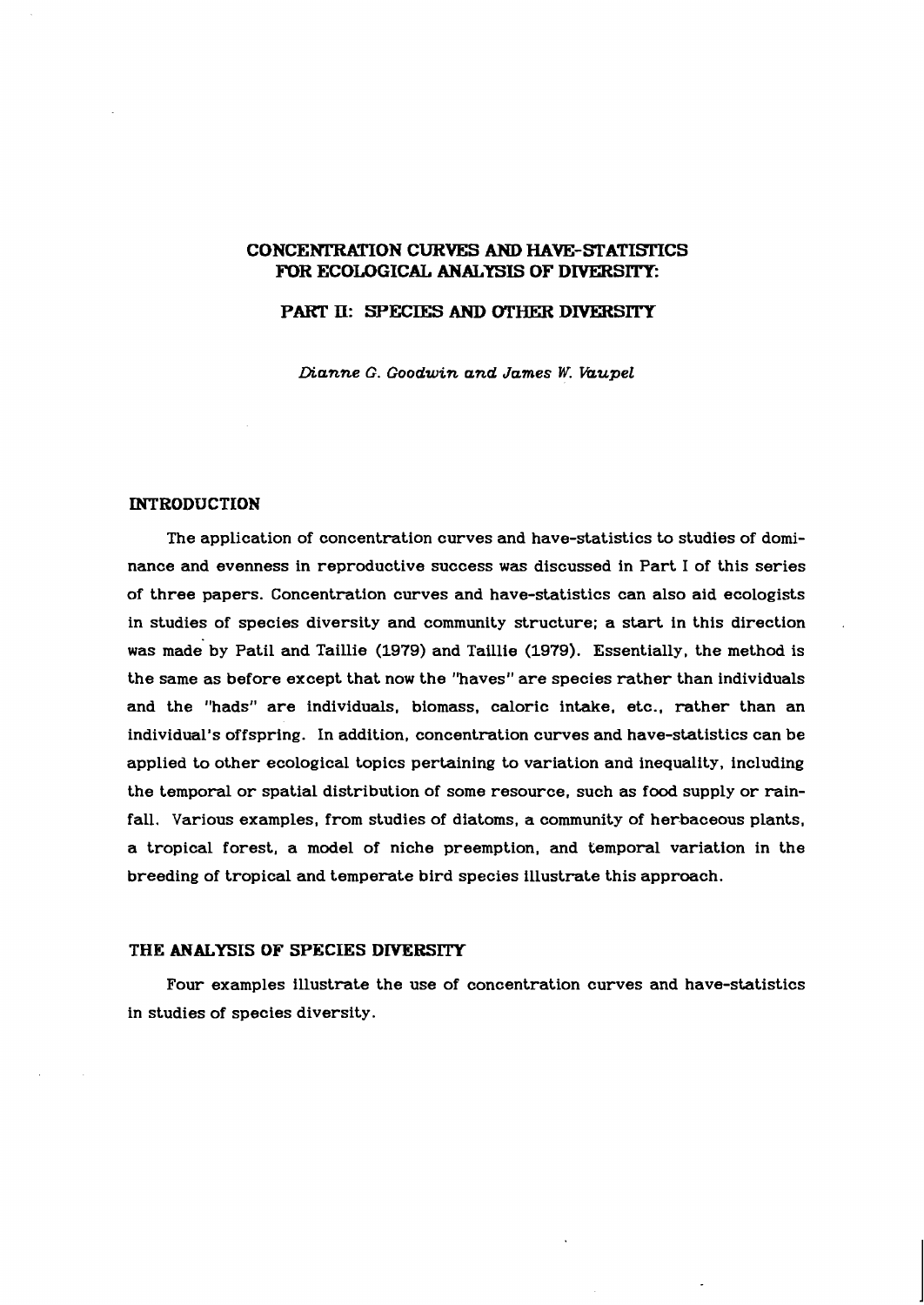# CONCENTRATION CURVES AND HAVE-STATISTICS FOR ECOLOGICAL ANALYSIS OF DIVERSITY:

## PART II: SPECIES AND OTHER DIVERSITY

*Dianne G. Goodwin and James W. Vaupel*

## INTRODUCTION

The application of concentration curves and have-statistics to studies of dominance and evenness in reproductive success was discussed in Part I of this series of three papers. Concentration curves and have-statistics can also aid ecologists in studies of species diversity and community structure; a start in this direction was made by Patil and Taillie (1979) and Taillie (1979). Essentially, the method is the same as before except that now the "haves" are species rather than individuals and the "hads" are individuals, biomass, caloric intake, etc., rather than an individual's offspring. In addition, concentration curves and have-statistics can be applied to other ecological topics pertaining to variation and inequality, including the temporal or spatial distribution of some resource, such as food supply or rainfall. Various examples, from studies of diatoms, a community of herbaceous plants, a tropical forest, a model of niche preemption, and temporal variation in the breeding of tropical and temperate bird species illustrate this approach.

## THE ANALYSIS OF SPECIES DIVERSITY

Four examples illustrate the use of concentration curves and have-statistics in studies of species diversity.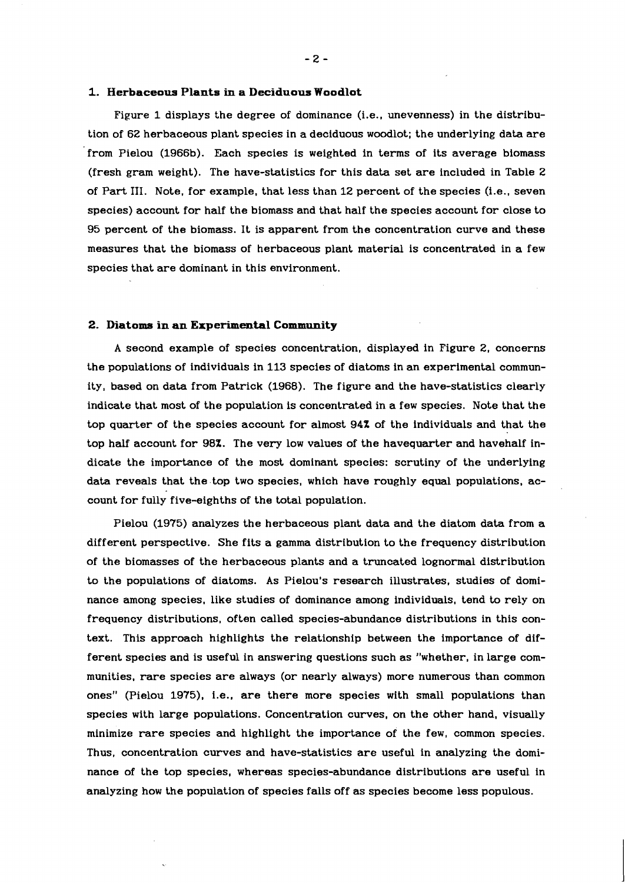## 1. Herbaceous Plants in a Deciduous Woodlot

Figure 1 displays the degree of dominance (i.e., unevenness) in the distribution of 62 herbaceous plant species in a deciduous woodlot; the underlying data are from Pielou (1966b). Each species is weighted in terms of its average biomass (fresh gram weight). The have-statistics for this data set are included in Table 2 of Part III. Note, for example, that less than 12 percent of the species (i.e., seven species) account for half the biomass and that half the species account for close to 95 percent of the biomass. It is apparent from the concentration curve and these measures that the biomass of herbaceous plant material is concentrated in a few species that are dominant in this environment.

## 2. Diatoms in an Experimental Community

A second example of species concentration, displayed in Figure 2, concerns the populations of individuals in 113 species of diatoms in an experimental community, based on data from Patrick (1968). The figure and the have-statistics clearly indicate that most of the population is concentrated in a few species. Note that the top quarter of the species account for almost 94% of the individuals and that the top half account for 98%. The very low values of the havequarter and havehalf indicate the importance of the most dominant species: scrutiny of the underlying data reveals that the top two species, which have roughly equal populations, account for fully five-eighths of the total population.

Pielou (1975) analyzes the herbaceous plant data and the diatom data from a different perspective. She fits a gamma distribution to the frequency distribution of the biomasses of the herbaceous plants and a truncated lognormal distribution to the populations of diatoms. As Pielou's research illustrates, studies of dominance among species, like studies of dominance among individuals, tend to rely on frequency distributions, often called species-abundance distributions in this context. This approach highlights the relationship between the importance of different species and is useful in answering questions such as "whether, in large communities, rare species are always (or nearly always) more numerous than common ones" (Pielou 1975), i.e., are there more species with small populations than species with large populations. Concentration curves, on the other hand, visually minimize rare species and highlight the importance of the few, common species. Thus, concentration curves and have-statistics are useful in analyzing the dominance of the top species, whereas species-abundance distributions are useful in analyzing how the population of species falls off as species become less populous.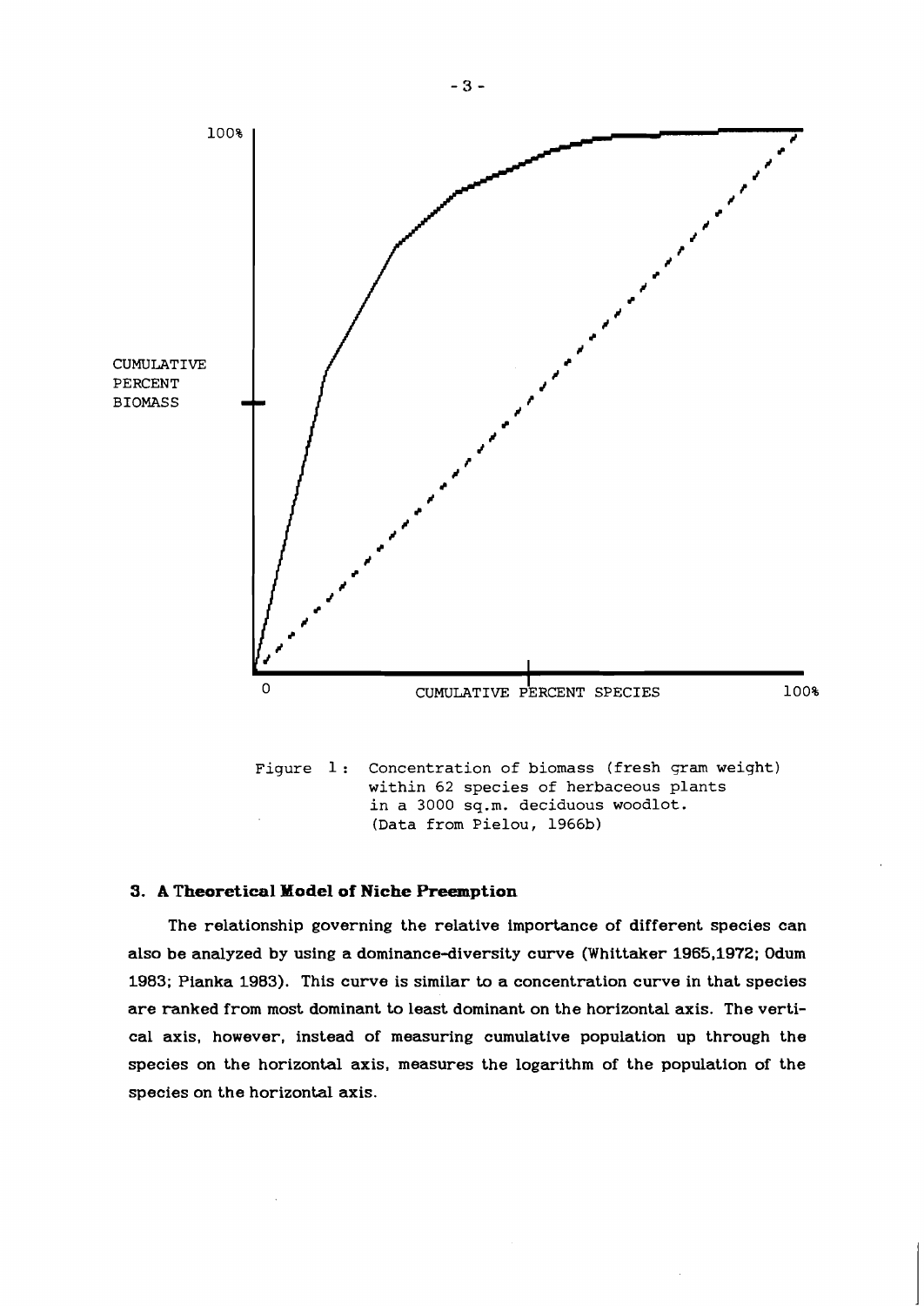CUMULATIVE PERCENT BIOMASS

CUMULATIVE PERCENT SPECIES

Figure 1: Concentration of biomass (fresh gram weight) within 62 species of herbaceous plants in a 3000 sq.m. deciduous woodlot. (Data from Pielou, 1966b)

### 3. A Theoretical Model of Niche Preemption

The relationship governing the relative importance of different species can also be analyzed by using a dominance-diversity curve (Whittaker 1965,1972; Odum 1983; Pianka 1983). This curve is similar to a concentration curve in that species are ranked from most dominant to least dominant on the horizontal axis. The vertical axis, however, instead of measuring cumulative population up through the species on the horizontal axis, measures the logarithm of the population of the species on the horizontal axis.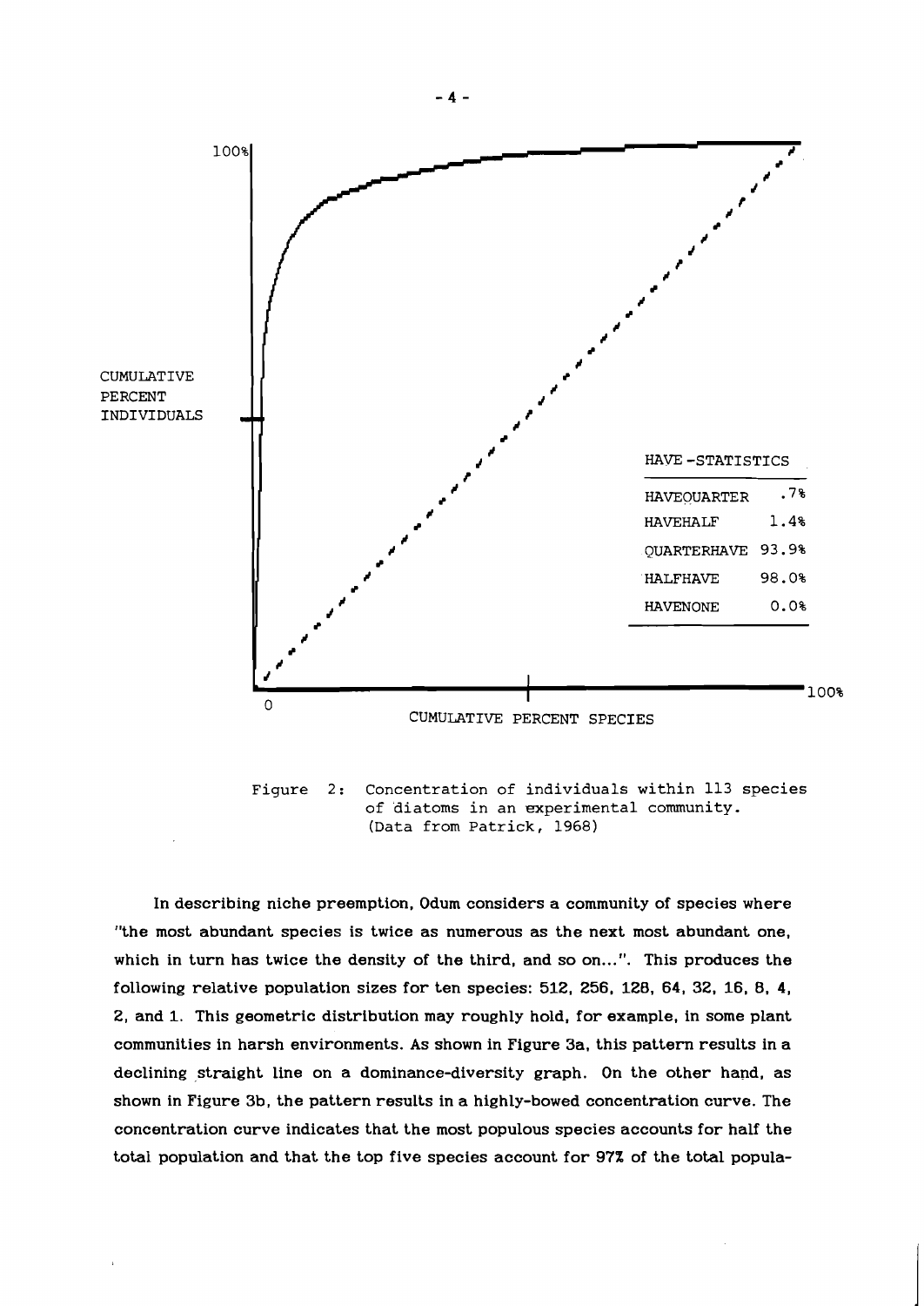| HAVE-STATISTICS | |
|---|---|
| HAVEQUARTER | .7% |
| HAVEHALF | 1.4% |
| QUARTERHAVE | 93.9% |
| HALFHAVE | 98.0% |
| HAVENONE | 0.0% |

Figure 2: Concentration of individuals within 113 species of diatoms in an experimental community. (Data from Patrick, 1968)

In describing niche preemption, Odum considers a community of species where "the most abundant species is twice as numerous as the next most abundant one, which in turn has twice the density of the third, and so on...". This produces the following relative population sizes for ten species: 512, 256, 128, 64, 32, 16, 8, 4, 2, and 1. This geometric distribution may roughly hold, for example, in some plant communities in harsh environments. As shown in Figure 3a, this pattern results in a declining straight line on a dominance-diversity graph. On the other hand, as shown in Figure 3b, the pattern results in a highly-bowed concentration curve. The concentration curve indicates that the most populous species accounts for half the total population and that the top five species account for 97% of the total popula-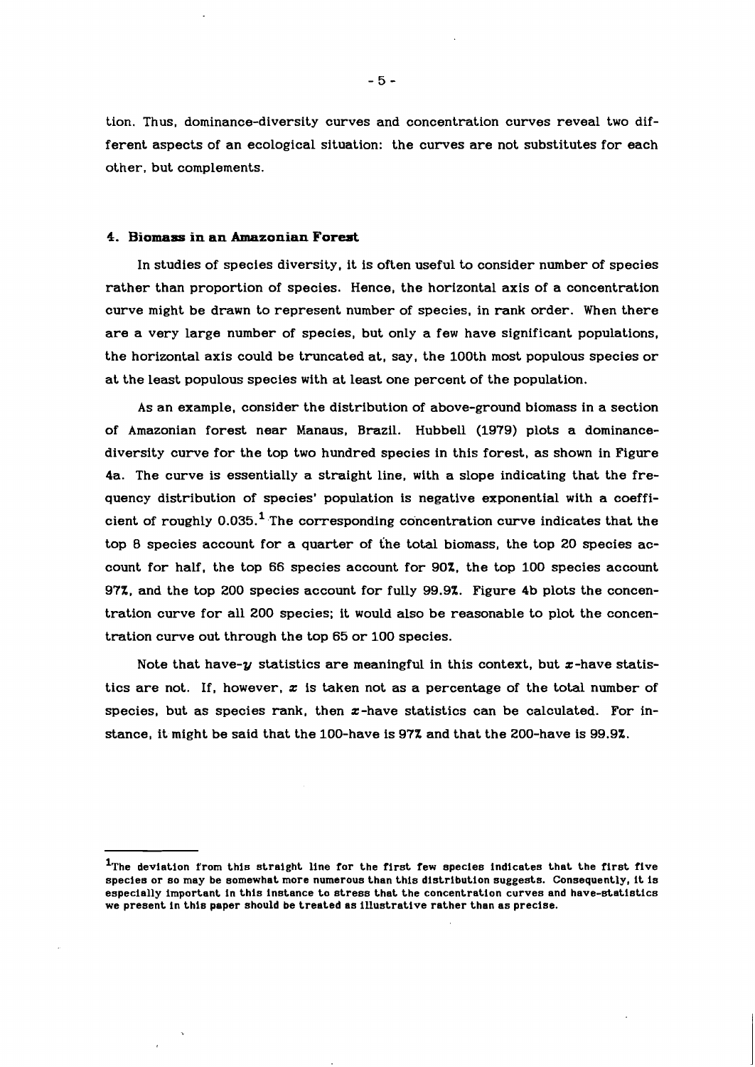tion. Thus, dominance-diversity curves and concentration curves reveal two different aspects of an ecological situation: the curves are not substitutes for each other, but complements.

## 4. Biomass in an Amazonian Forest

In studies of species diversity, it is often useful to consider number of species rather than proportion of species. Hence, the horizontal axis of a concentration curve might be drawn to represent number of species, in rank order. When there are a very large number of species, but only a few have significant populations, the horizontal axis could be truncated at, say, the 100th most populous species or at the least populous species with at least one percent of the population.

As an example, consider the distribution of above-ground biomass in a section of Amazonian forest near Manaus, Brazil. Hubbell (1979) plots a dominance-diversity curve for the top two hundred species in this forest, as shown in Figure 4a. The curve is essentially a straight line, with a slope indicating that the frequency distribution of species' population is negative exponential with a coefficient of roughly 0.035.[1] The corresponding concentration curve indicates that the top 8 species account for a quarter of the total biomass, the top 20 species account for half, the top 66 species account for 90%, the top 100 species account 97%, and the top 200 species account for fully 99.9%. Figure 4b plots the concentration curve for all 200 species; it would also be reasonable to plot the concentration curve out through the top 65 or 100 species.

Note that have-$y$ statistics are meaningful in this context, but $x$-have statistics are not. If, however, $x$ is taken not as a percentage of the total number of species, but as species rank, then $x$-have statistics can be calculated. For instance, it might be said that the 100-have is 97% and that the 200-have is 99.9%.

---

[1] The deviation from this straight line for the first few species indicates that the first five species or so may be somewhat more numerous than this distribution suggests. Consequently, it is especially important in this instance to stress that the concentration curves and have-statistics we present in this paper should be treated as illustrative rather than as precise.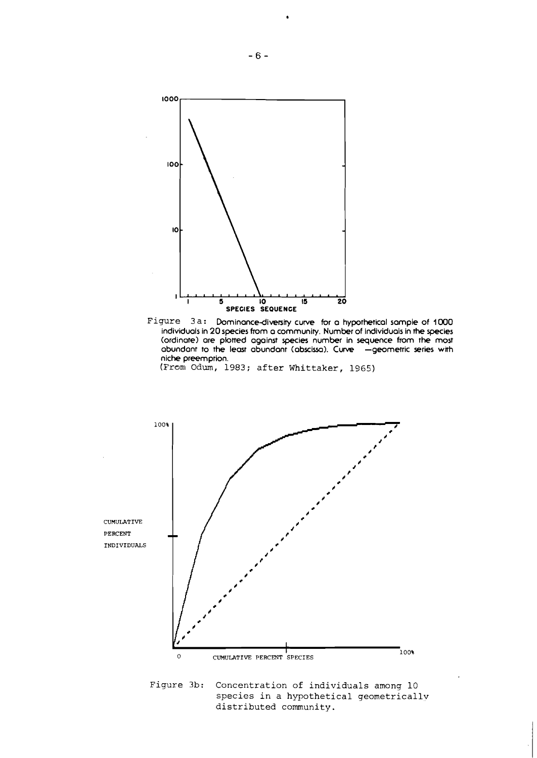Figure 3a: Dominance-diversity curve for a hypothetical sample of 1000 individuals in 20 species from a community. Number of individuals in the species (ordinate) are plotted against species number in sequence from the most abundant to the least abundant (abscissa). Curve —geometric series with niche preemption.
(From Odum, 1983; after Whittaker, 1965)

Figure 3b: Concentration of individuals among 10 species in a hypothetical geometrically distributed community.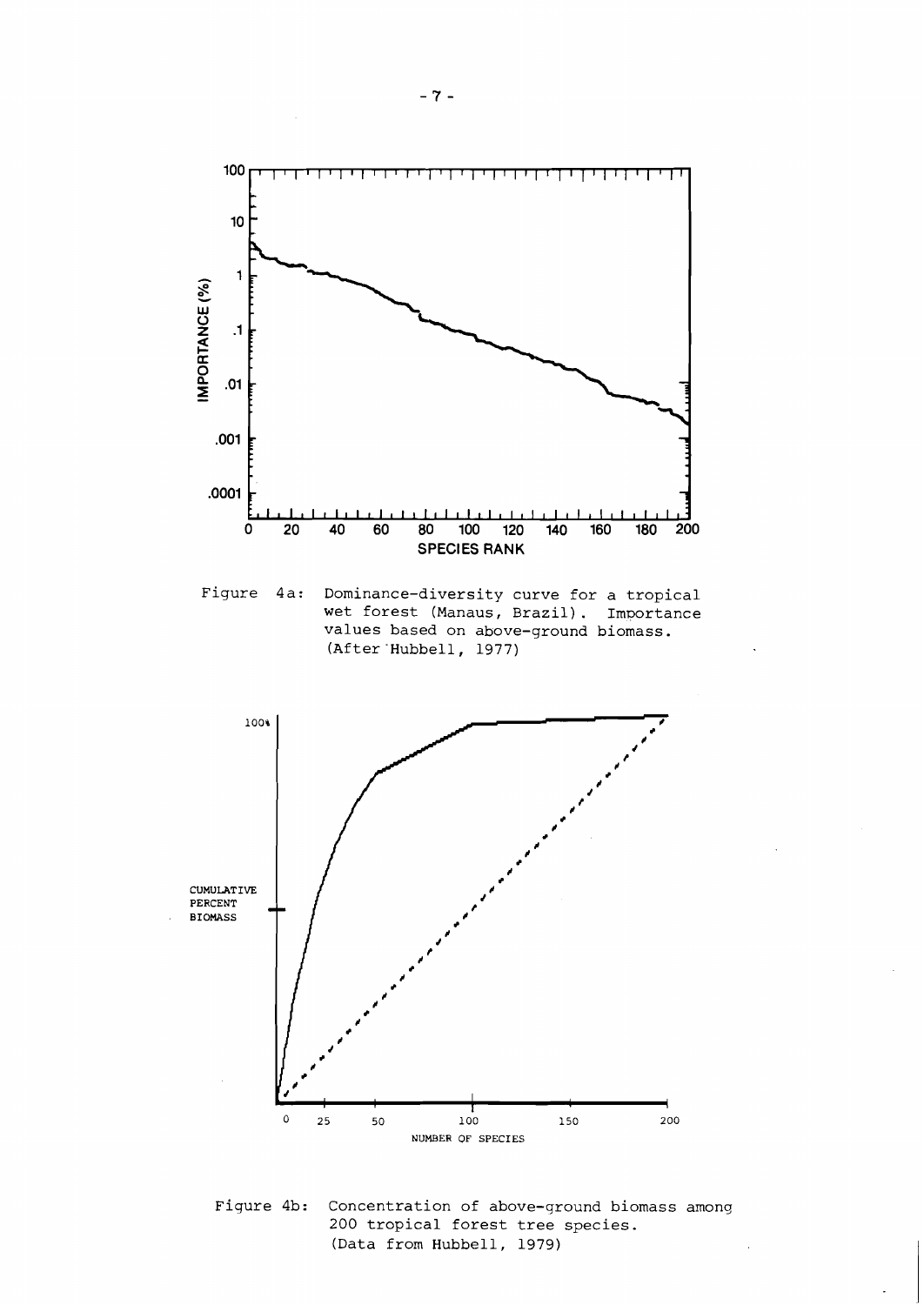Figure 4a: Dominance-diversity curve for a tropical wet forest (Manaus, Brazil). Importance values based on above-ground biomass. (After Hubbell, 1977)

Figure 4b: Concentration of above-ground biomass among 200 tropical forest tree species. (Data from Hubbell, 1979)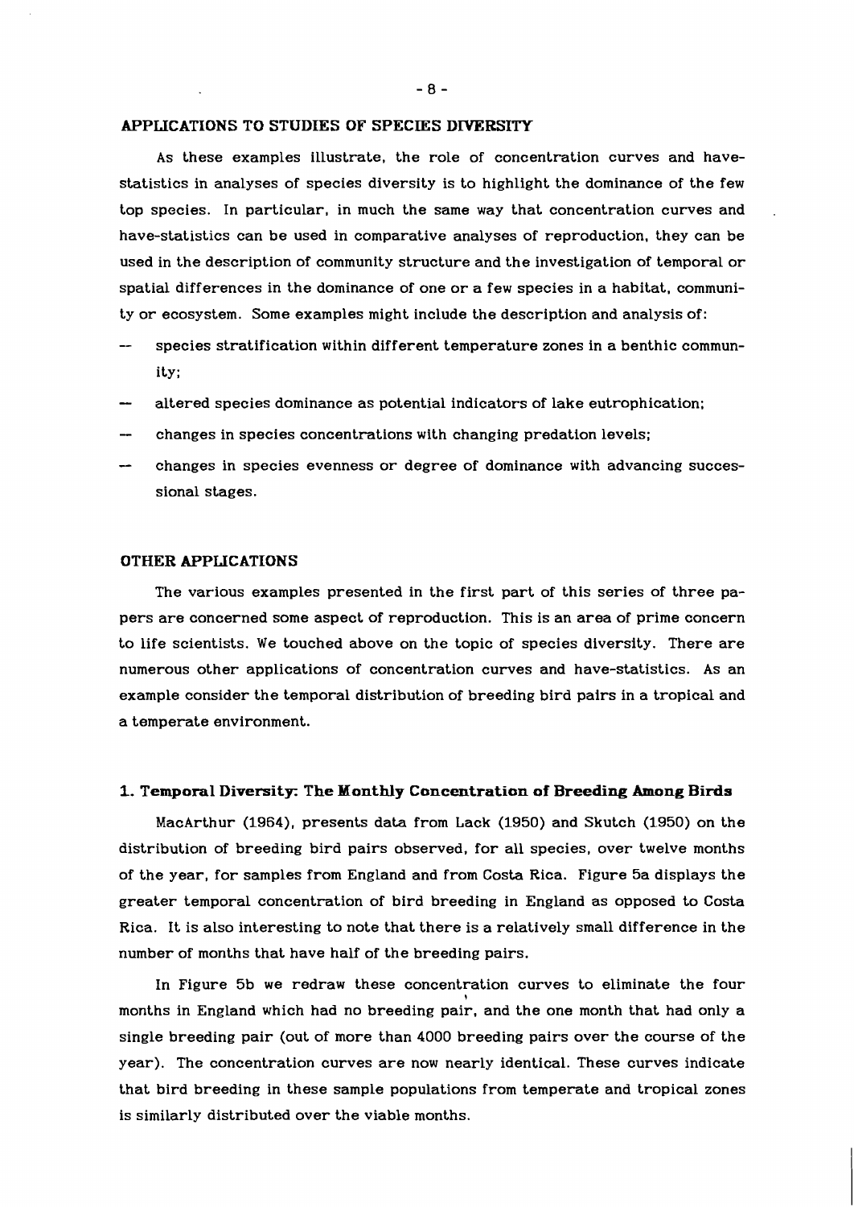## APPLICATIONS TO STUDIES OF SPECIES DIVERSITY

As these examples illustrate, the role of concentration curves and have-statistics in analyses of species diversity is to highlight the dominance of the few top species. In particular, in much the same way that concentration curves and have-statistics can be used in comparative analyses of reproduction, they can be used in the description of community structure and the investigation of temporal or spatial differences in the dominance of one or a few species in a habitat, community or ecosystem. Some examples might include the description and analysis of:

- species stratification within different temperature zones in a benthic community;
- altered species dominance as potential indicators of lake eutrophication;
- changes in species concentrations with changing predation levels;
- changes in species evenness or degree of dominance with advancing successional stages.

## OTHER APPLICATIONS

The various examples presented in the first part of this series of three papers are concerned some aspect of reproduction. This is an area of prime concern to life scientists. We touched above on the topic of species diversity. There are numerous other applications of concentration curves and have-statistics. As an example consider the temporal distribution of breeding bird pairs in a tropical and a temperate environment.

### 1. Temporal Diversity: The Monthly Concentration of Breeding Among Birds

MacArthur (1964), presents data from Lack (1950) and Skutch (1950) on the distribution of breeding bird pairs observed, for all species, over twelve months of the year, for samples from England and from Costa Rica. Figure 5a displays the greater temporal concentration of bird breeding in England as opposed to Costa Rica. It is also interesting to note that there is a relatively small difference in the number of months that have half of the breeding pairs.

In Figure 5b we redraw these concentration curves to eliminate the four months in England which had no breeding pair, and the one month that had only a single breeding pair (out of more than 4000 breeding pairs over the course of the year). The concentration curves are now nearly identical. These curves indicate that bird breeding in these sample populations from temperate and tropical zones is similarly distributed over the viable months.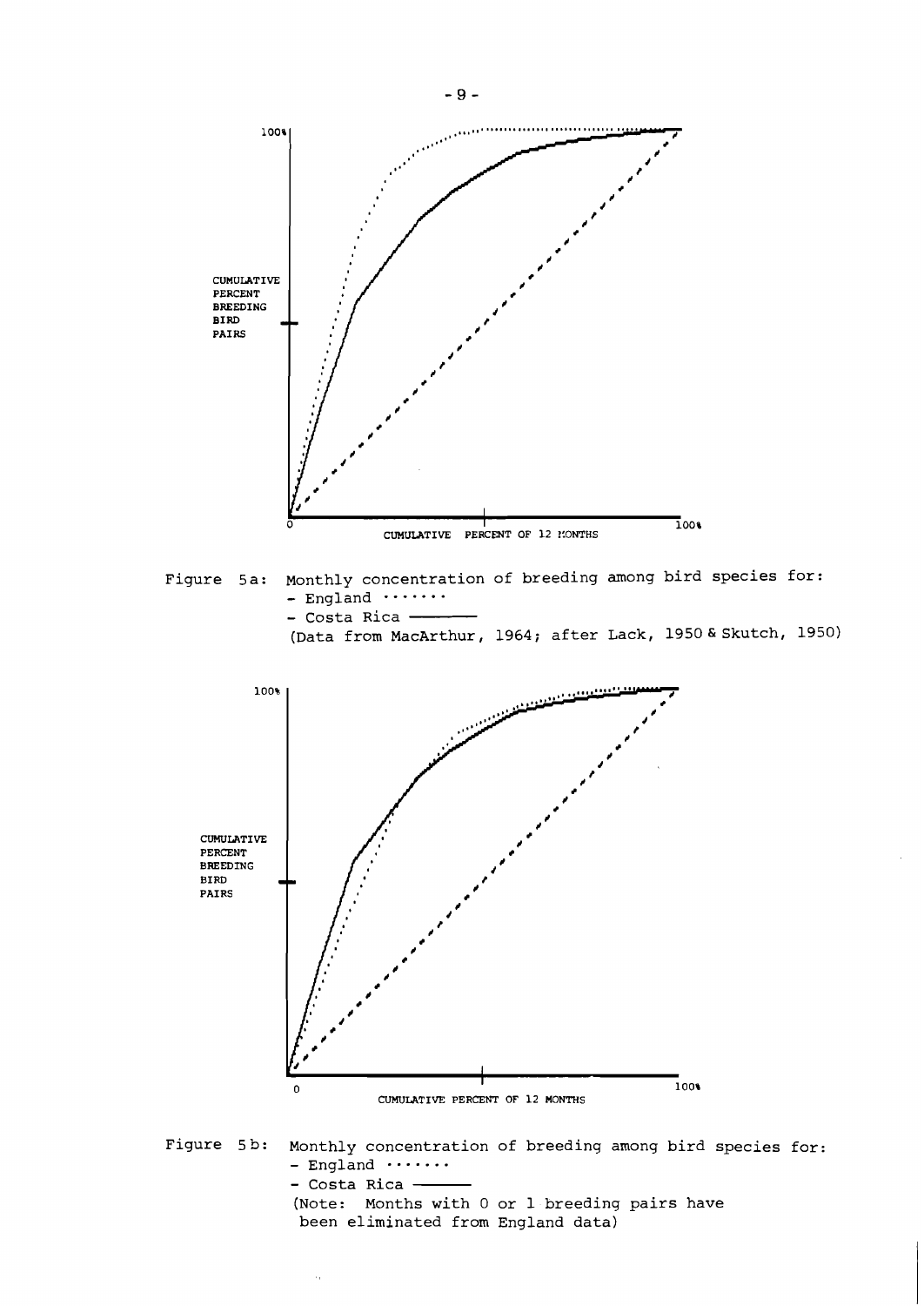100%

CUMULATIVE PERCENT BREEDING BIRD PAIRS

0

CUMULATIVE PERCENT OF 12 MONTHS

100%

Figure 5a: Monthly concentration of breeding among bird species for:
- England ·······
- Costa Rica ———

(Data from MacArthur, 1964; after Lack, 1950 & Skutch, 1950)

100%

CUMULATIVE PERCENT BREEDING BIRD PAIRS

0

CUMULATIVE PERCENT OF 12 MONTHS

100%

Figure 5b: Monthly concentration of breeding among bird species for:
- England ·······
- Costa Rica ———

(Note: Months with 0 or 1 breeding pairs have been eliminated from England data)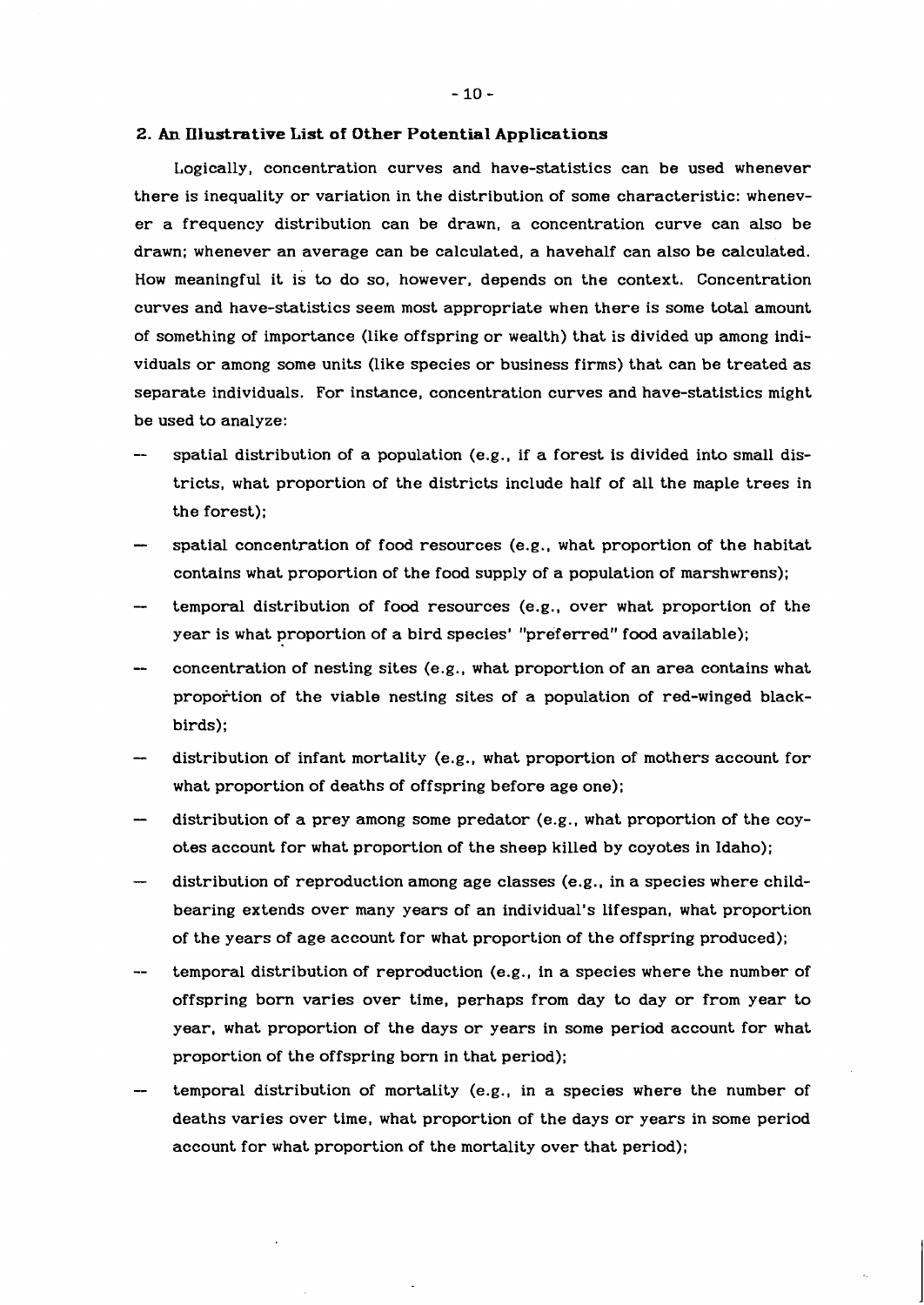## 2. An Illustrative List of Other Potential Applications

Logically, concentration curves and have-statistics can be used whenever there is inequality or variation in the distribution of some characteristic: whenever a frequency distribution can be drawn, a concentration curve can also be drawn; whenever an average can be calculated, a havehalf can also be calculated. How meaningful it is to do so, however, depends on the context. Concentration curves and have-statistics seem most appropriate when there is some total amount of something of importance (like offspring or wealth) that is divided up among individuals or among some units (like species or business firms) that can be treated as separate individuals. For instance, concentration curves and have-statistics might be used to analyze:

- spatial distribution of a population (e.g., if a forest is divided into small districts, what proportion of the districts include half of all the maple trees in the forest);
- spatial concentration of food resources (e.g., what proportion of the habitat contains what proportion of the food supply of a population of marshwrens);
- temporal distribution of food resources (e.g., over what proportion of the year is what proportion of a bird species' "preferred" food available);
- concentration of nesting sites (e.g., what proportion of an area contains what proportion of the viable nesting sites of a population of red-winged blackbirds);
- distribution of infant mortality (e.g., what proportion of mothers account for what proportion of deaths of offspring before age one);
- distribution of a prey among some predator (e.g., what proportion of the coyotes account for what proportion of the sheep killed by coyotes in Idaho);
- distribution of reproduction among age classes (e.g., in a species where childbearing extends over many years of an individual's lifespan, what proportion of the years of age account for what proportion of the offspring produced);
- temporal distribution of reproduction (e.g., in a species where the number of offspring born varies over time, perhaps from day to day or from year to year, what proportion of the days or years in some period account for what proportion of the offspring born in that period);
- temporal distribution of mortality (e.g., in a species where the number of deaths varies over time, what proportion of the days or years in some period account for what proportion of the mortality over that period);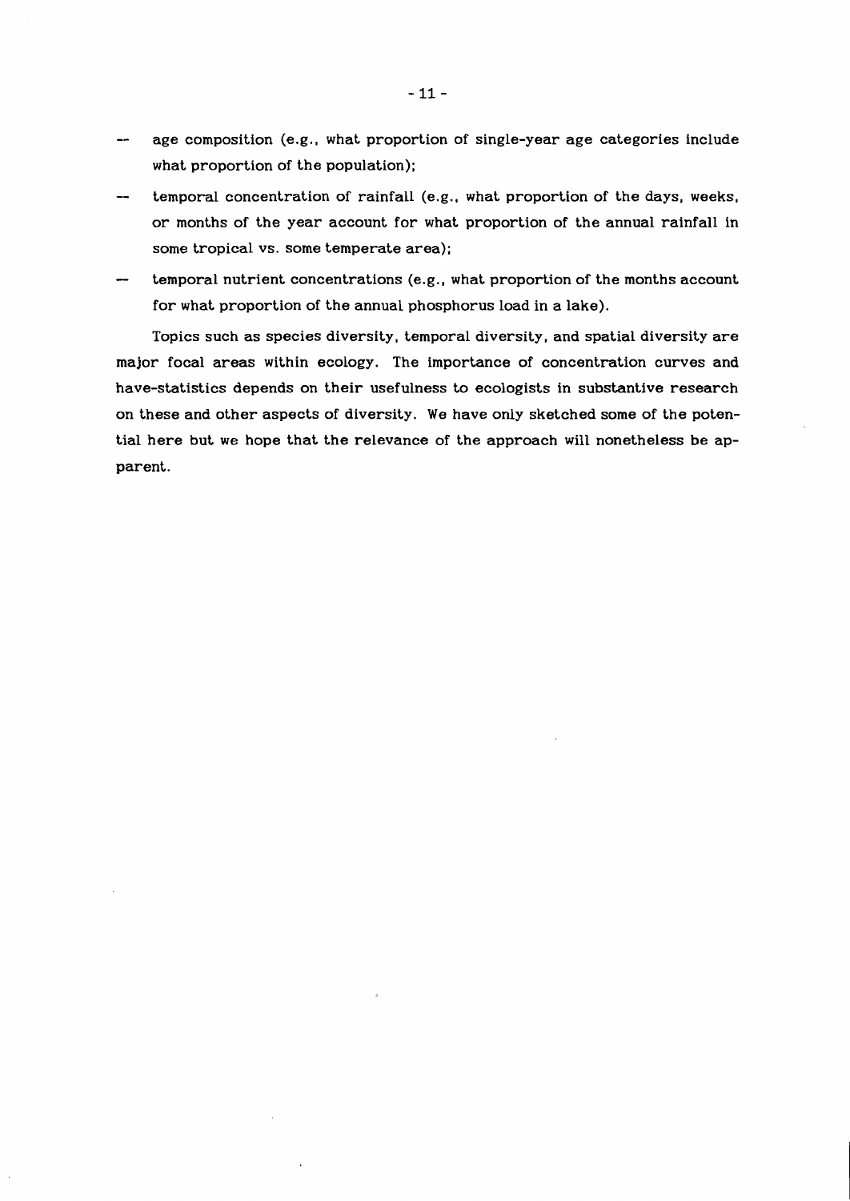- age composition (e.g., what proportion of single-year age categories include what proportion of the population);
- temporal concentration of rainfall (e.g., what proportion of the days, weeks, or months of the year account for what proportion of the annual rainfall in some tropical vs. some temperate area);
- temporal nutrient concentrations (e.g., what proportion of the months account for what proportion of the annual phosphorus load in a lake).

Topics such as species diversity, temporal diversity, and spatial diversity are major focal areas within ecology. The importance of concentration curves and have-statistics depends on their usefulness to ecologists in substantive research on these and other aspects of diversity. We have only sketched some of the potential here but we hope that the relevance of the approach will nonetheless be apparent.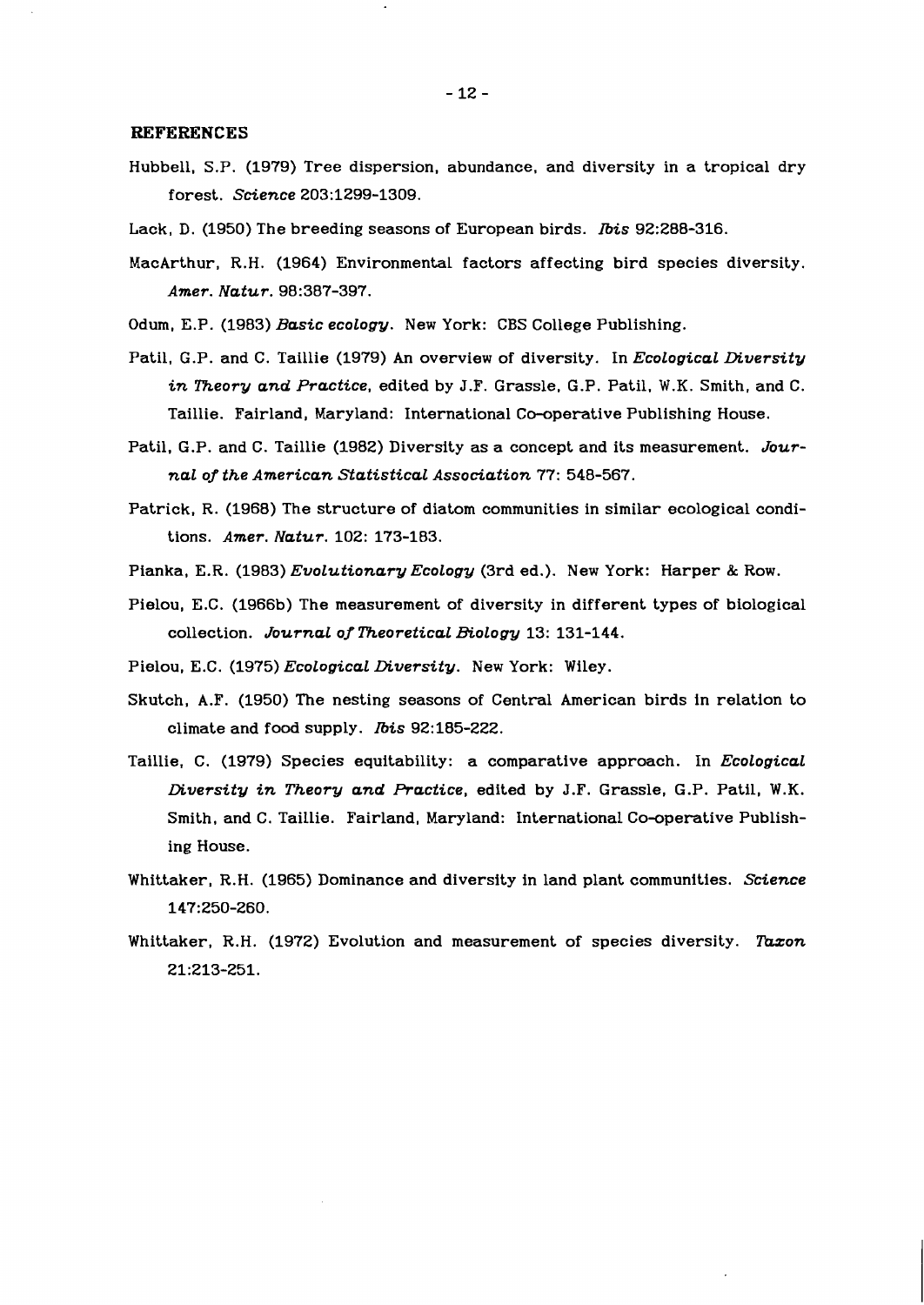## REFERENCES

Hubbell, S.P. (1979) Tree dispersion, abundance, and diversity in a tropical dry forest. *Science* 203:1299-1309.

Lack, D. (1950) The breeding seasons of European birds. *Ibis* 92:288-316.

MacArthur, R.H. (1964) Environmental factors affecting bird species diversity. *Amer. Natur.* 98:387-397.

Odum, E.P. (1983) *Basic ecology*. New York: CBS College Publishing.

Patil, G.P. and C. Taillie (1979) An overview of diversity. In *Ecological Diversity in Theory and Practice*, edited by J.F. Grassle, G.P. Patil, W.K. Smith, and C. Taillie. Fairland, Maryland: International Co-operative Publishing House.

Patil, G.P. and C. Taillie (1982) Diversity as a concept and its measurement. *Journal of the American Statistical Association* 77: 548-567.

Patrick, R. (1968) The structure of diatom communities in similar ecological conditions. *Amer. Natur.* 102: 173-183.

Pianka, E.R. (1983) *Evolutionary Ecology* (3rd ed.). New York: Harper & Row.

Pielou, E.C. (1966b) The measurement of diversity in different types of biological collection. *Journal of Theoretical Biology* 13: 131-144.

Pielou, E.C. (1975) *Ecological Diversity*. New York: Wiley.

Skutch, A.F. (1950) The nesting seasons of Central American birds in relation to climate and food supply. *Ibis* 92:185-222.

Taillie, C. (1979) Species equitability: a comparative approach. In *Ecological Diversity in Theory and Practice*, edited by J.F. Grassle, G.P. Patil, W.K. Smith, and C. Taillie. Fairland, Maryland: International Co-operative Publishing House.

Whittaker, R.H. (1965) Dominance and diversity in land plant communities. *Science* 147:250-260.

Whittaker, R.H. (1972) Evolution and measurement of species diversity. *Taxon* 21:213-251.